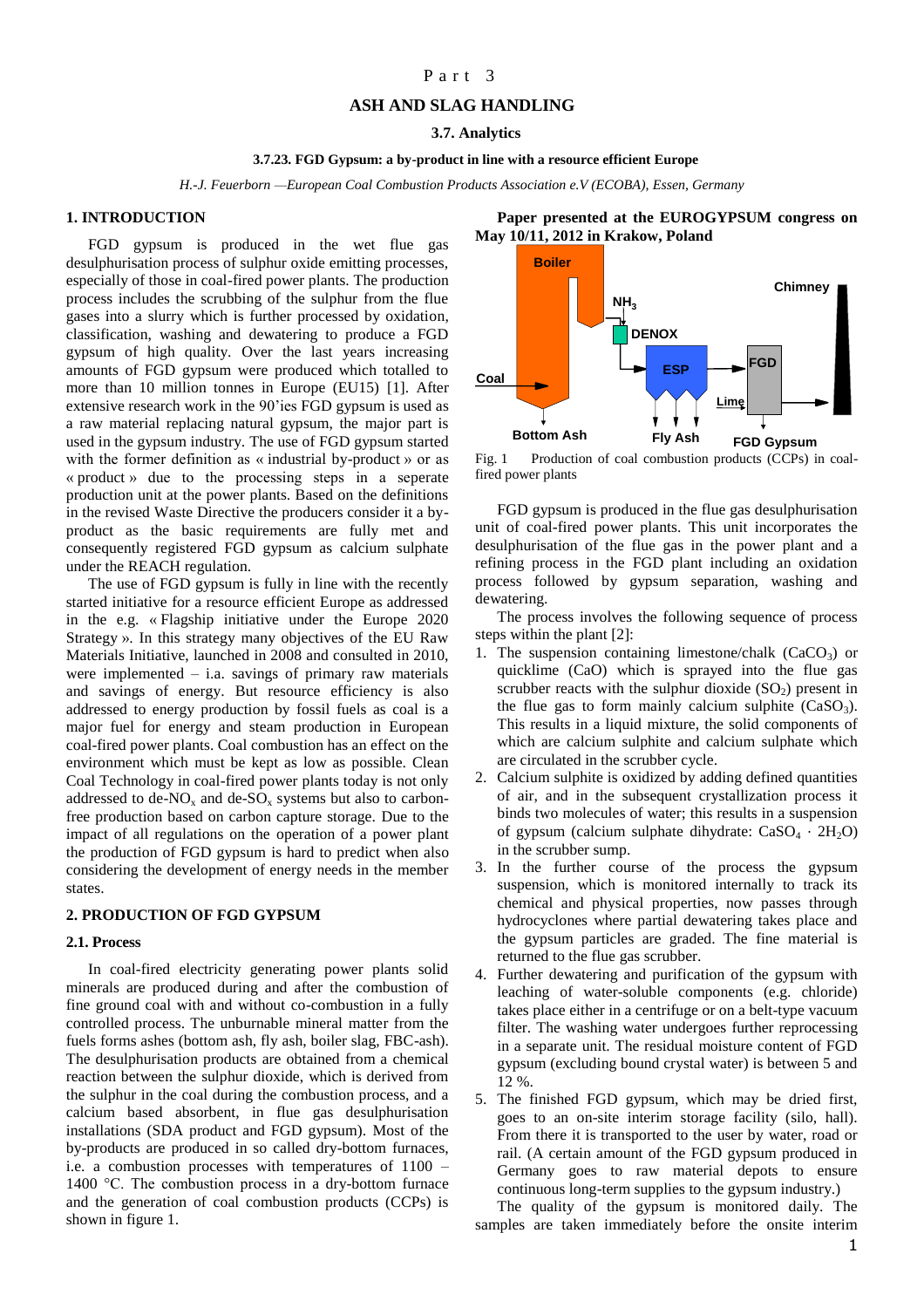Part 3

# ASH AND SLAG HANDLING

## 3.7. Analytics

### 3.7.23. FGD Gypsum: a by-product in line with a resource efficient Europe

*H.-J. Feuerborn —European Coal Combustion Products Association e.V (ECOBA), Essen, Germany*

**Paper presented at the EUROGYPSUM congress on May 10/11, 2012 in Krakow, Poland**

## 1. INTRODUCTION

FGD gypsum is produced in the wet flue gas desulphurisation process of sulphur oxide emitting processes, especially of those in coal-fired power plants. The production process includes the scrubbing of the sulphur from the flue gases into a slurry which is further processed by oxidation, classification, washing and dewatering to produce a FGD gypsum of high quality. Over the last years increasing amounts of FGD gypsum were produced which totalled to more than 10 million tonnes in Europe (EU15) [1]. After extensive research work in the 90'ies FGD gypsum is used as a raw material replacing natural gypsum, the major part is used in the gypsum industry. The use of FGD gypsum started with the former definition as « industrial by-product » or as « product » due to the processing steps in a seperate production unit at the power plants. Based on the definitions in the revised Waste Directive the producers consider it a by-product as the basic requirements are fully met and consequently registered FGD gypsum as calcium sulphate under the REACH regulation.

The use of FGD gypsum is fully in line with the recently started initiative for a resource efficient Europe as addressed in the e.g. « Flagship initiative under the Europe 2020 Strategy ». In this strategy many objectives of the EU Raw Materials Initiative, launched in 2008 and consulted in 2010, were implemented – i.a. savings of primary raw materials and savings of energy. But resource efficiency is also addressed to energy production by fossil fuels as coal is a major fuel for energy and steam production in European coal-fired power plants. Coal combustion has an effect on the environment which must be kept as low as possible. Clean Coal Technology in coal-fired power plants today is not only addressed to de-$NO_x$ and de-$SO_x$ systems but also to carbon-free production based on carbon capture storage. Due to the impact of all regulations on the operation of a power plant the production of FGD gypsum is hard to predict when also considering the development of energy needs in the member states.

## 2. PRODUCTION OF FGD GYPSUM

### 2.1. Process

In coal-fired electricity generating power plants solid minerals are produced during and after the combustion of fine ground coal with and without co-combustion in a fully controlled process. The unburnable mineral matter from the fuels forms ashes (bottom ash, fly ash, boiler slag, FBC-ash). The desulphurisation products are obtained from a chemical reaction between the sulphur dioxide, which is derived from the sulphur in the coal during the combustion process, and a calcium based absorbent, in flue gas desulphurisation installations (SDA product and FGD gypsum). Most of the by-products are produced in so called dry-bottom furnaces, i.e. a combustion processes with temperatures of 1100 – 1400 °C. The combustion process in a dry-bottom furnace and the generation of coal combustion products (CCPs) is shown in figure 1.

Boiler, $NH_3$, DENOX, ESP, FGD, Chimney, Coal, Lime, Bottom Ash, Fly Ash, FGD Gypsum

Fig. 1 Production of coal combustion products (CCPs) in coal-fired power plants

FGD gypsum is produced in the flue gas desulphurisation unit of coal-fired power plants. This unit incorporates the desulphurisation of the flue gas in the power plant and a refining process in the FGD plant including an oxidation process followed by gypsum separation, washing and dewatering.

The process involves the following sequence of process steps within the plant [2]:

1. The suspension containing limestone/chalk ($CaCO_3$) or quicklime ($CaO$) which is sprayed into the flue gas scrubber reacts with the sulphur dioxide ($SO_2$) present in the flue gas to form mainly calcium sulphite ($CaSO_3$). This results in a liquid mixture, the solid components of which are calcium sulphite and calcium sulphate which are circulated in the scrubber cycle.
2. Calcium sulphite is oxidized by adding defined quantities of air, and in the subsequent crystallization process it binds two molecules of water; this results in a suspension of gypsum (calcium sulphate dihydrate: $CaSO_4 \cdot 2H_2O$) in the scrubber sump.
3. In the further course of the process the gypsum suspension, which is monitored internally to track its chemical and physical properties, now passes through hydrocyclones where partial dewatering takes place and the gypsum particles are graded. The fine material is returned to the flue gas scrubber.
4. Further dewatering and purification of the gypsum with leaching of water-soluble components (e.g. chloride) takes place either in a centrifuge or on a belt-type vacuum filter. The washing water undergoes further reprocessing in a separate unit. The residual moisture content of FGD gypsum (excluding bound crystal water) is between 5 and 12 %.
5. The finished FGD gypsum, which may be dried first, goes to an on-site interim storage facility (silo, hall). From there it is transported to the user by water, road or rail. (A certain amount of the FGD gypsum produced in Germany goes to raw material depots to ensure continuous long-term supplies to the gypsum industry.)

The quality of the gypsum is monitored daily. The samples are taken immediately before the onsite interim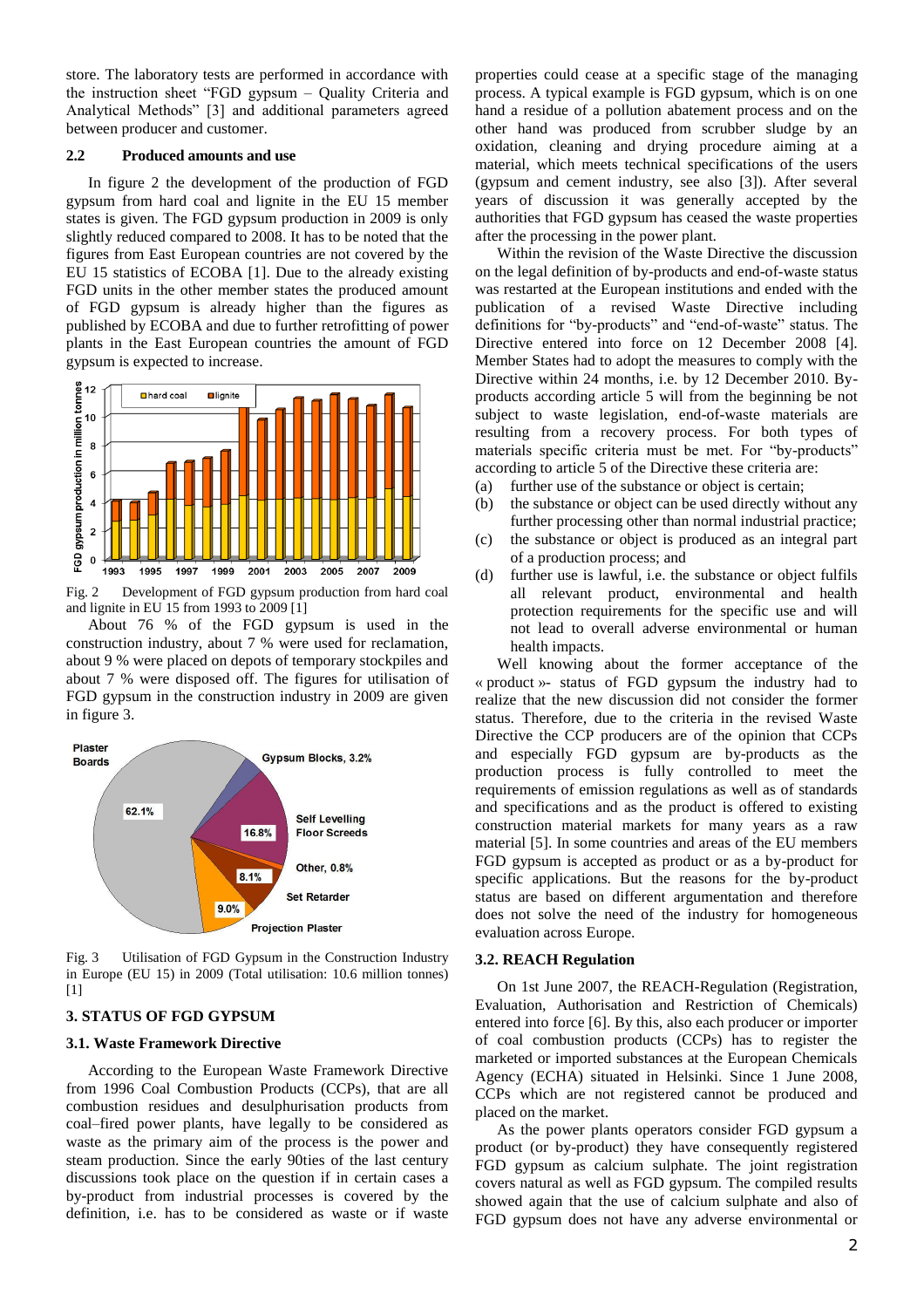store. The laboratory tests are performed in accordance with the instruction sheet "FGD gypsum – Quality Criteria and Analytical Methods" [3] and additional parameters agreed between producer and customer.

### 2.2 Produced amounts and use

In figure 2 the development of the production of FGD gypsum from hard coal and lignite in the EU 15 member states is given. The FGD gypsum production in 2009 is only slightly reduced compared to 2008. It has to be noted that the figures from East European countries are not covered by the EU 15 statistics of ECOBA [1]. Due to the already existing FGD units in the other member states the produced amount of FGD gypsum is already higher than the figures as published by ECOBA and due to further retrofitting of power plants in the East European countries the amount of FGD gypsum is expected to increase.

Fig. 2 Development of FGD gypsum production from hard coal and lignite in EU 15 from 1993 to 2009 [1]

About 76 % of the FGD gypsum is used in the construction industry, about 7 % were used for reclamation, about 9 % were placed on depots of temporary stockpiles and about 7 % were disposed off. The figures for utilisation of FGD gypsum in the construction industry in 2009 are given in figure 3.

Fig. 3 Utilisation of FGD Gypsum in the Construction Industry in Europe (EU 15) in 2009 (Total utilisation: 10.6 million tonnes) [1]

## 3. STATUS OF FGD GYPSUM

### 3.1. Waste Framework Directive

According to the European Waste Framework Directive from 1996 Coal Combustion Products (CCPs), that are all combustion residues and desulphurisation products from coal–fired power plants, have legally to be considered as waste as the primary aim of the process is the power and steam production. Since the early 90ties of the last century discussions took place on the question if in certain cases a by-product from industrial processes is covered by the definition, i.e. has to be considered as waste or if waste properties could cease at a specific stage of the managing process. A typical example is FGD gypsum, which is on one hand a residue of a pollution abatement process and on the other hand was produced from scrubber sludge by an oxidation, cleaning and drying procedure aiming at a material, which meets technical specifications of the users (gypsum and cement industry, see also [3]). After several years of discussion it was generally accepted by the authorities that FGD gypsum has ceased the waste properties after the processing in the power plant.

Within the revision of the Waste Directive the discussion on the legal definition of by-products and end-of-waste status was restarted at the European institutions and ended with the publication of a revised Waste Directive including definitions for "by-products" and "end-of-waste" status. The Directive entered into force on 12 December 2008 [4]. Member States had to adopt the measures to comply with the Directive within 24 months, i.e. by 12 December 2010. By-products according article 5 will from the beginning be not subject to waste legislation, end-of-waste materials are resulting from a recovery process. For both types of materials specific criteria must be met. For "by-products" according to article 5 of the Directive these criteria are:

(a) further use of the substance or object is certain;
(b) the substance or object can be used directly without any further processing other than normal industrial practice;
(c) the substance or object is produced as an integral part of a production process; and
(d) further use is lawful, i.e. the substance or object fulfils all relevant product, environmental and health protection requirements for the specific use and will not lead to overall adverse environmental or human health impacts.

Well knowing about the former acceptance of the « product »- status of FGD gypsum the industry had to realize that the new discussion did not consider the former status. Therefore, due to the criteria in the revised Waste Directive the CCP producers are of the opinion that CCPs and especially FGD gypsum are by-products as the production process is fully controlled to meet the requirements of emission regulations as well as of standards and specifications and as the product is offered to existing construction material markets for many years as a raw material [5]. In some countries and areas of the EU members FGD gypsum is accepted as product or as a by-product for specific applications. But the reasons for the by-product status are based on different argumentation and therefore does not solve the need of the industry for homogeneous evaluation across Europe.

### 3.2. REACH Regulation

On 1st June 2007, the REACH-Regulation (Registration, Evaluation, Authorisation and Restriction of Chemicals) entered into force [6]. By this, also each producer or importer of coal combustion products (CCPs) has to register the marketed or imported substances at the European Chemicals Agency (ECHA) situated in Helsinki. Since 1 June 2008, CCPs which are not registered cannot be produced and placed on the market.

As the power plants operators consider FGD gypsum a product (or by-product) they have consequently registered FGD gypsum as calcium sulphate. The joint registration covers natural as well as FGD gypsum. The compiled results showed again that the use of calcium sulphate and also of FGD gypsum does not have any adverse environmental or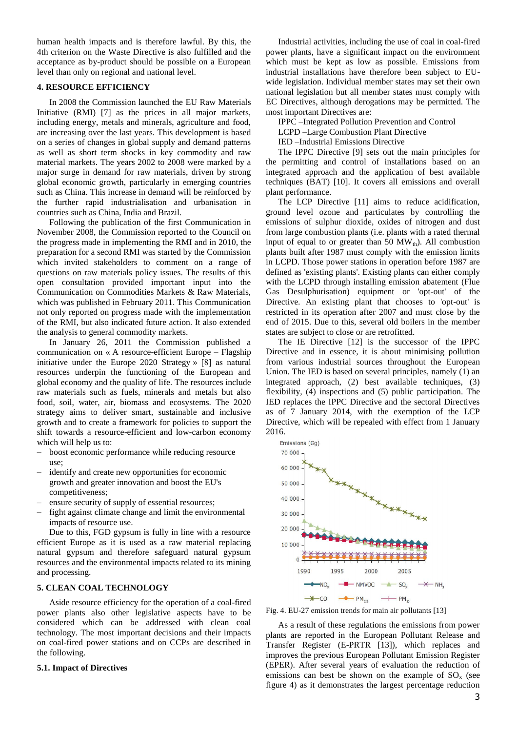human health impacts and is therefore lawful. By this, the 4th criterion on the Waste Directive is also fulfilled and the acceptance as by-product should be possible on a European level than only on regional and national level.

## 4. RESOURCE EFFICIENCY

In 2008 the Commission launched the EU Raw Materials Initiative (RMI) [7] as the prices in all major markets, including energy, metals and minerals, agriculture and food, are increasing over the last years. This development is based on a series of changes in global supply and demand patterns as well as short term shocks in key commodity and raw material markets. The years 2002 to 2008 were marked by a major surge in demand for raw materials, driven by strong global economic growth, particularly in emerging countries such as China. This increase in demand will be reinforced by the further rapid industrialisation and urbanisation in countries such as China, India and Brazil.

Following the publication of the first Communication in November 2008, the Commission reported to the Council on the progress made in implementing the RMI and in 2010, the preparation for a second RMI was started by the Commission which invited stakeholders to comment on a range of questions on raw materials policy issues. The results of this open consultation provided important input into the Communication on Commodities Markets & Raw Materials, which was published in February 2011. This Communication not only reported on progress made with the implementation of the RMI, but also indicated future action. It also extended the analysis to general commodity markets.

In January 26, 2011 the Commission published a communication on « A resource-efficient Europe – Flagship initiative under the Europe 2020 Strategy » [8] as natural resources underpin the functioning of the European and global economy and the quality of life. The resources include raw materials such as fuels, minerals and metals but also food, soil, water, air, biomass and ecosystems. The 2020 strategy aims to deliver smart, sustainable and inclusive growth and to create a framework for policies to support the shift towards a resource-efficient and low-carbon economy which will help us to:

- boost economic performance while reducing resource use;
- identify and create new opportunities for economic growth and greater innovation and boost the EU's competitiveness;
- ensure security of supply of essential resources;
- fight against climate change and limit the environmental impacts of resource use.

Due to this, FGD gypsum is fully in line with a resource efficient Europe as it is used as a raw material replacing natural gypsum and therefore safeguard natural gypsum resources and the environmental impacts related to its mining and processing.

## 5. CLEAN COAL TECHNOLOGY

Aside resource efficiency for the operation of a coal-fired power plants also other legislative aspects have to be considered which can be addressed with clean coal technology. The most important decisions and their impacts on coal-fired power stations and on CCPs are described in the following.

### 5.1. Impact of Directives

Industrial activities, including the use of coal in coal-fired power plants, have a significant impact on the environment which must be kept as low as possible. Emissions from industrial installations have therefore been subject to EU-wide legislation. Individual member states may set their own national legislation but all member states must comply with EC Directives, although derogations may be permitted. The most important Directives are:

IPPC –Integrated Pollution Prevention and Control

LCPD –Large Combustion Plant Directive

IED –Industrial Emissions Directive

The IPPC Directive [9] sets out the main principles for the permitting and control of installations based on an integrated approach and the application of best available techniques (BAT) [10]. It covers all emissions and overall plant performance.

The LCP Directive [11] aims to reduce acidification, ground level ozone and particulates by controlling the emissions of sulphur dioxide, oxides of nitrogen and dust from large combustion plants (i.e. plants with a rated thermal input of equal to or greater than 50 $MW_{th}$). All combustion plants built after 1987 must comply with the emission limits in LCPD. Those power stations in operation before 1987 are defined as 'existing plants'. Existing plants can either comply with the LCPD through installing emission abatement (Flue Gas Desulphurisation) equipment or 'opt-out' of the Directive. An existing plant that chooses to 'opt-out' is restricted in its operation after 2007 and must close by the end of 2015. Due to this, several old boilers in the member states are subject to close or are retrofitted.

The IE Directive [12] is the successor of the IPPC Directive and in essence, it is about minimising pollution from various industrial sources throughout the European Union. The IED is based on several principles, namely (1) an integrated approach, (2) best available techniques, (3) flexibility, (4) inspections and (5) public participation. The IED replaces the IPPC Directive and the sectoral Directives as of 7 January 2014, with the exemption of the LCP Directive, which will be repealed with effect from 1 January 2016.

Fig. 4. EU-27 emission trends for main air pollutants [13]

As a result of these regulations the emissions from power plants are reported in the European Pollutant Release and Transfer Register (E-PRTR [13]), which replaces and improves the previous European Pollutant Emission Register (EPER). After several years of evaluation the reduction of emissions can best be shown on the example of $SO_x$ (see figure 4) as it demonstrates the largest percentage reduction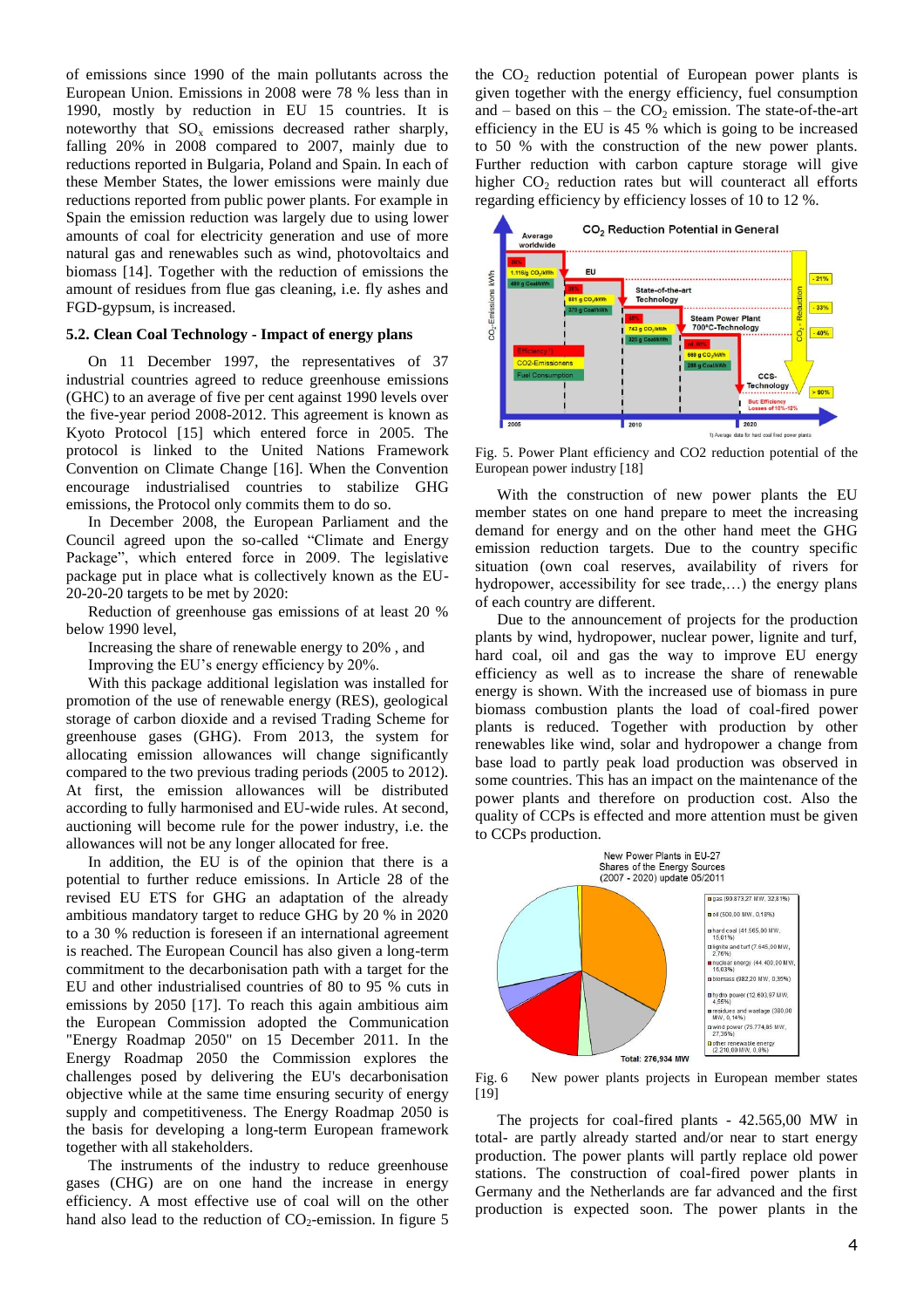of emissions since 1990 of the main pollutants across the European Union. Emissions in 2008 were 78 % less than in 1990, mostly by reduction in EU 15 countries. It is noteworthy that $SO_x$ emissions decreased rather sharply, falling 20% in 2008 compared to 2007, mainly due to reductions reported in Bulgaria, Poland and Spain. In each of these Member States, the lower emissions were mainly due reductions reported from public power plants. For example in Spain the emission reduction was largely due to using lower amounts of coal for electricity generation and use of more natural gas and renewables such as wind, photovoltaics and biomass [14]. Together with the reduction of emissions the amount of residues from flue gas cleaning, i.e. fly ashes and FGD-gypsum, is increased.

### 5.2. Clean Coal Technology - Impact of energy plans

On 11 December 1997, the representatives of 37 industrial countries agreed to reduce greenhouse emissions (GHC) to an average of five per cent against 1990 levels over the five-year period 2008-2012. This agreement is known as Kyoto Protocol [15] which entered force in 2005. The protocol is linked to the United Nations Framework Convention on Climate Change [16]. When the Convention encourage industrialised countries to stabilize GHG emissions, the Protocol only commits them to do so.

In December 2008, the European Parliament and the Council agreed upon the so-called "Climate and Energy Package", which entered force in 2009. The legislative package put in place what is collectively known as the EU-20-20-20 targets to be met by 2020:

Reduction of greenhouse gas emissions of at least 20 % below 1990 level,

Increasing the share of renewable energy to 20% , and

Improving the EU's energy efficiency by 20%.

With this package additional legislation was installed for promotion of the use of renewable energy (RES), geological storage of carbon dioxide and a revised Trading Scheme for greenhouse gases (GHG). From 2013, the system for allocating emission allowances will change significantly compared to the two previous trading periods (2005 to 2012). At first, the emission allowances will be distributed according to fully harmonised and EU-wide rules. At second, auctioning will become rule for the power industry, i.e. the allowances will not be any longer allocated for free.

In addition, the EU is of the opinion that there is a potential to further reduce emissions. In Article 28 of the revised EU ETS for GHG an adaptation of the already ambitious mandatory target to reduce GHG by 20 % in 2020 to a 30 % reduction is foreseen if an international agreement is reached. The European Council has also given a long-term commitment to the decarbonisation path with a target for the EU and other industrialised countries of 80 to 95 % cuts in emissions by 2050 [17]. To reach this again ambitious aim the European Commission adopted the Communication "Energy Roadmap 2050" on 15 December 2011. In the Energy Roadmap 2050 the Commission explores the challenges posed by delivering the EU's decarbonisation objective while at the same time ensuring security of energy supply and competitiveness. The Energy Roadmap 2050 is the basis for developing a long-term European framework together with all stakeholders.

The instruments of the industry to reduce greenhouse gases (CHG) are on one hand the increase in energy efficiency. A most effective use of coal will on the other hand also lead to the reduction of $CO_2$-emission. In figure 5 the $CO_2$ reduction potential of European power plants is given together with the energy efficiency, fuel consumption and – based on this – the $CO_2$ emission. The state-of-the-art efficiency in the EU is 45 % which is going to be increased to 50 % with the construction of the new power plants. Further reduction with carbon capture storage will give higher $CO_2$ reduction rates but will counteract all efforts regarding efficiency by efficiency losses of 10 to 12 %.

Fig. 5. Power Plant efficiency and CO2 reduction potential of the European power industry [18]

With the construction of new power plants the EU member states on one hand prepare to meet the increasing demand for energy and on the other hand meet the GHG emission reduction targets. Due to the country specific situation (own coal reserves, availability of rivers for hydropower, accessibility for see trade,…) the energy plans of each country are different.

Due to the announcement of projects for the production plants by wind, hydropower, nuclear power, lignite and turf, hard coal, oil and gas the way to improve EU energy efficiency as well as to increase the share of renewable energy is shown. With the increased use of biomass in pure biomass combustion plants the load of coal-fired power plants is reduced. Together with production by other renewables like wind, solar and hydropower a change from base load to partly peak load production was observed in some countries. This has an impact on the maintenance of the power plants and therefore on production cost. Also the quality of CCPs is effected and more attention must be given to CCPs production.

Fig. 6 New power plants projects in European member states [19]

The projects for coal-fired plants - 42.565,00 MW in total- are partly already started and/or near to start energy production. The power plants will partly replace old power stations. The construction of coal-fired power plants in Germany and the Netherlands are far advanced and the first production is expected soon. The power plants in the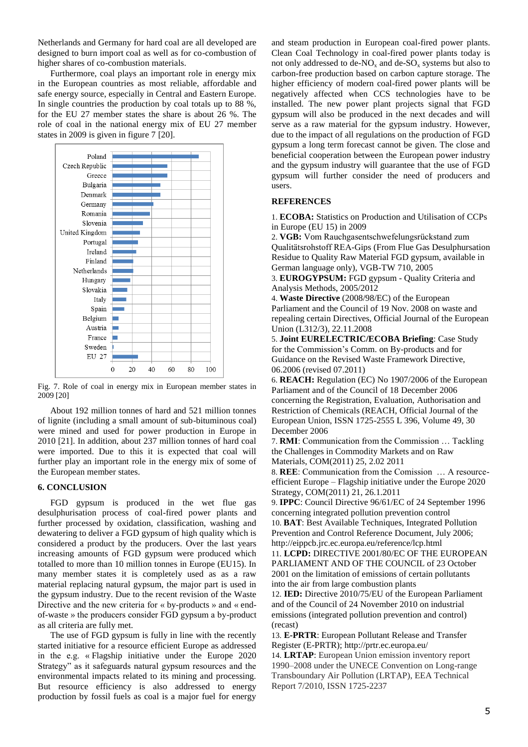Netherlands and Germany for hard coal are all developed are designed to burn import coal as well as for co-combustion of higher shares of co-combustion materials.

Furthermore, coal plays an important role in energy mix in the European countries as most reliable, affordable and safe energy source, especially in Central and Eastern Europe. In single countries the production by coal totals up to 88 %, for the EU 27 member states the share is about 26 %. The role of coal in the national energy mix of EU 27 member states in 2009 is given in figure 7 [20].

Fig. 7. Role of coal in energy mix in European member states in 2009 [20]

About 192 million tonnes of hard and 521 million tonnes of lignite (including a small amount of sub-bituminous coal) were mined and used for power production in Europe in 2010 [21]. In addition, about 237 million tonnes of hard coal were imported. Due to this it is expected that coal will further play an important role in the energy mix of some of the European member states.

## 6. CONCLUSION

FGD gypsum is produced in the wet flue gas desulphurisation process of coal-fired power plants and further processed by oxidation, classification, washing and dewatering to deliver a FGD gypsum of high quality which is considered a product by the producers. Over the last years increasing amounts of FGD gypsum were produced which totalled to more than 10 million tonnes in Europe (EU15). In many member states it is completely used as as a raw material replacing natural gypsum, the major part is used in the gypsum industry. Due to the recent revision of the Waste Directive and the new criteria for « by-products » and « end-of-waste » the producers consider FGD gypsum a by-product as all criteria are fully met.

The use of FGD gypsum is fully in line with the recently started initiative for a resource efficient Europe as addressed in the e.g. « Flagship initiative under the Europe 2020 Strategy" as it safeguards natural gypsum resources and the environmental impacts related to its mining and processing. But resource efficiency is also addressed to energy production by fossil fuels as coal is a major fuel for energy and steam production in European coal-fired power plants. Clean Coal Technology in coal-fired power plants today is not only addressed to de-$NO_x$ and de-$SO_x$ systems but also to carbon-free production based on carbon capture storage. The higher efficiency of modern coal-fired power plants will be negatively affected when CCS technologies have to be installed. The new power plant projects signal that FGD gypsum will also be produced in the next decades and will serve as a raw material for the gypsum industry. However, due to the impact of all regulations on the production of FGD gypsum a long term forecast cannot be given. The close and beneficial cooperation between the European power industry and the gypsum industry will guarantee that the use of FGD gypsum will further consider the need of producers and users.

## REFERENCES

1. **ECOBA:** Statistics on Production and Utilisation of CCPs in Europe (EU 15) in 2009
2. **VGB:** Vom Rauchgasentschwefelungsrückstand zum Qualitätsrohstoff REA-Gips (From Flue Gas Desulphursation Residue to Quality Raw Material FGD gypsum, available in German language only), VGB-TW 710, 2005
3. **EUROGYPSUM:** FGD gypsum - Quality Criteria and Analysis Methods, 2005/2012
4. **Waste Directive** (2008/98/EC) of the European Parliament and the Council of 19 Nov. 2008 on waste and repealing certain Directives, Official Journal of the European Union (L312/3), 22.11.2008
5. **Joint EURELECTRIC/ECOBA Briefing**: Case Study for the Commission's Comm. on By-products and for Guidance on the Revised Waste Framework Directive, 06.2006 (revised 07.2011)
6. **REACH:** Regulation (EC) No 1907/2006 of the European Parliament and of the Council of 18 December 2006 concerning the Registration, Evaluation, Authorisation and Restriction of Chemicals (REACH, Official Journal of the European Union, ISSN 1725-2555 L 396, Volume 49, 30 December 2006
7. **RMI**: Communication from the Commission … Tackling the Challenges in Commodity Markets and on Raw Materials, COM(2011) 25, 2.02 2011
8. **REE**: Communication from the Comission … A resource-efficient Europe – Flagship initiative under the Europe 2020 Strategy, COM(2011) 21, 26.1.2011
9. **IPPC**: Council Directive 96/61/EC of 24 September 1996 concerning integrated pollution prevention control
10. **BAT**: Best Available Techniques, Integrated Pollution Prevention and Control Reference Document, July 2006; http://eippcb.jrc.ec.europa.eu/reference/lcp.html
11. **LCPD:** DIRECTIVE 2001/80/EC OF THE EUROPEAN PARLIAMENT AND OF THE COUNCIL of 23 October 2001 on the limitation of emissions of certain pollutants into the air from large combustion plants
12. **IED:** Directive 2010/75/EU of the European Parliament and of the Council of 24 November 2010 on industrial emissions (integrated pollution prevention and control) (recast)
13. **E-PRTR**: European Pollutant Release and Transfer Register (E-PRTR); http://prtr.ec.europa.eu/
14. **LRTAP**: European Union emission inventory report 1990–2008 under the UNECE Convention on Long-range Transboundary Air Pollution (LRTAP), EEA Technical Report 7/2010, ISSN 1725-2237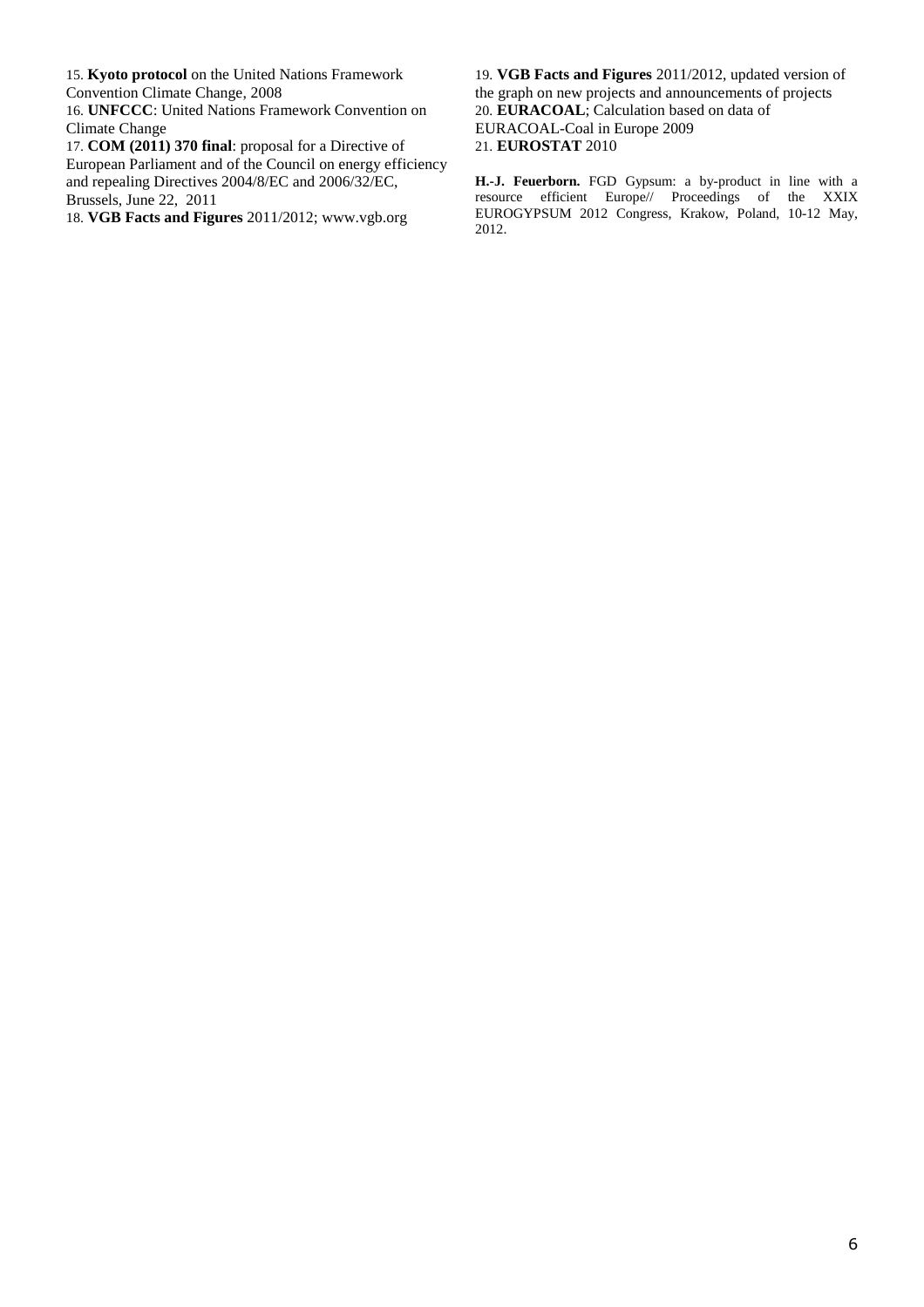15. **Kyoto protocol** on the United Nations Framework Convention Climate Change, 2008

16. **UNFCCC**: United Nations Framework Convention on Climate Change

17. **COM (2011) 370 final**: proposal for a Directive of European Parliament and of the Council on energy efficiency and repealing Directives 2004/8/EC and 2006/32/EC, Brussels, June 22, 2011

18. **VGB Facts and Figures** 2011/2012; www.vgb.org

19. **VGB Facts and Figures** 2011/2012, updated version of the graph on new projects and announcements of projects

20. **EURACOAL**; Calculation based on data of EURACOAL-Coal in Europe 2009

21. **EUROSTAT** 2010

**H.-J. Feuerborn.** FGD Gypsum: a by-product in line with a resource efficient Europe// Proceedings of the XXIX EUROGYPSUM 2012 Congress, Krakow, Poland, 10-12 May, 2012.